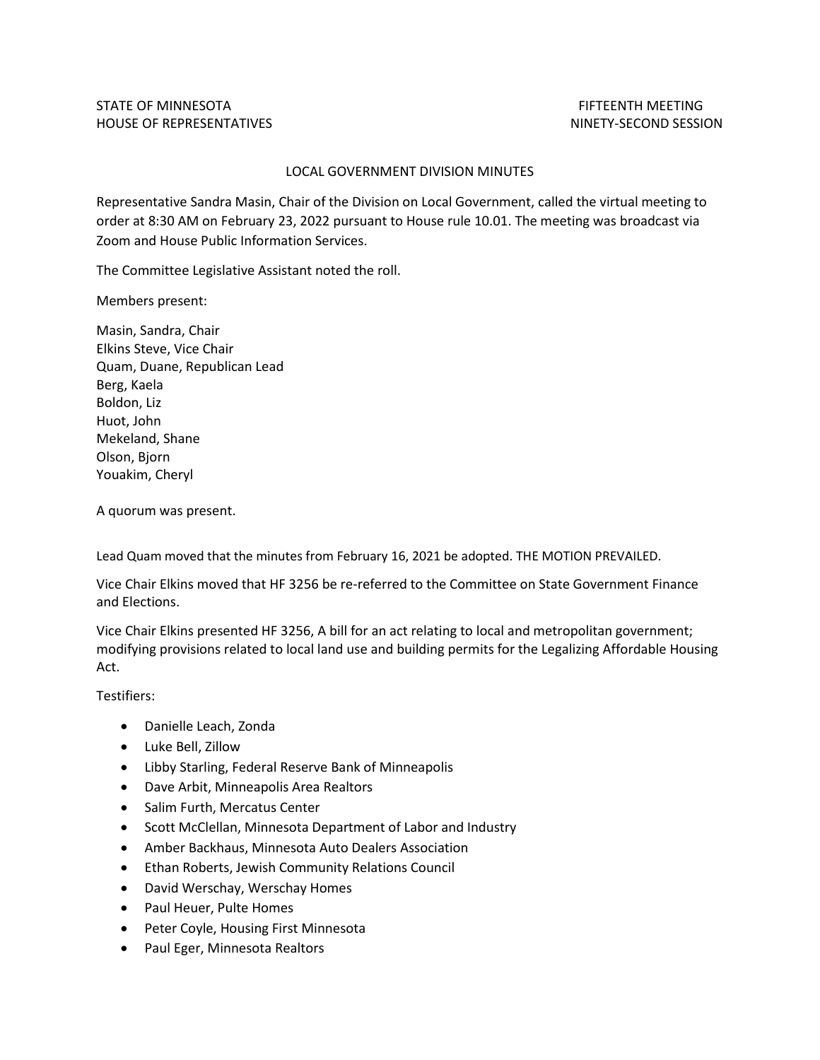STATE OF MINNESOTA  
HOUSE OF REPRESENTATIVES

FIFTEENTH MEETING  
NINETY-SECOND SESSION

## LOCAL GOVERNMENT DIVISION MINUTES

Representative Sandra Masin, Chair of the Division on Local Government, called the virtual meeting to order at 8:30 AM on February 23, 2022 pursuant to House rule 10.01. The meeting was broadcast via Zoom and House Public Information Services.

The Committee Legislative Assistant noted the roll.

Members present:

Masin, Sandra, Chair  
Elkins Steve, Vice Chair  
Quam, Duane, Republican Lead  
Berg, Kaela  
Boldon, Liz  
Huot, John  
Mekeland, Shane  
Olson, Bjorn  
Youakim, Cheryl

A quorum was present.

Lead Quam moved that the minutes from February 16, 2021 be adopted. THE MOTION PREVAILED.

Vice Chair Elkins moved that HF 3256 be re-referred to the Committee on State Government Finance and Elections.

Vice Chair Elkins presented HF 3256, A bill for an act relating to local and metropolitan government; modifying provisions related to local land use and building permits for the Legalizing Affordable Housing Act.

Testifiers:

- Danielle Leach, Zonda
- Luke Bell, Zillow
- Libby Starling, Federal Reserve Bank of Minneapolis
- Dave Arbit, Minneapolis Area Realtors
- Salim Furth, Mercatus Center
- Scott McClellan, Minnesota Department of Labor and Industry
- Amber Backhaus, Minnesota Auto Dealers Association
- Ethan Roberts, Jewish Community Relations Council
- David Werschay, Werschay Homes
- Paul Heuer, Pulte Homes
- Peter Coyle, Housing First Minnesota
- Paul Eger, Minnesota Realtors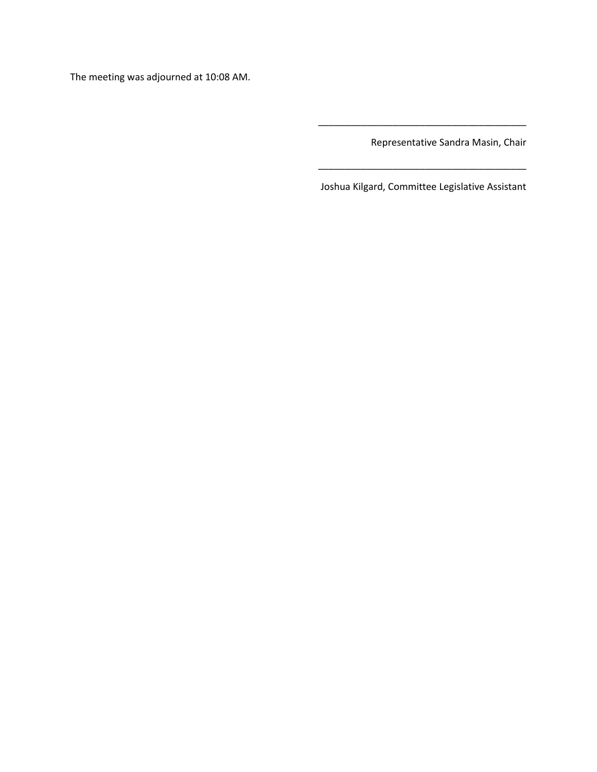The meeting was adjourned at 10:08 AM.

\_\_\_\_\_\_\_\_\_\_\_\_\_\_\_\_\_\_\_\_\_\_\_\_\_\_\_\_\_\_\_\_\_\_\_\_\_\_\_\_

Representative Sandra Masin, Chair

\_\_\_\_\_\_\_\_\_\_\_\_\_\_\_\_\_\_\_\_\_\_\_\_\_\_\_\_\_\_\_\_\_\_\_\_\_\_\_\_

Joshua Kilgard, Committee Legislative Assistant